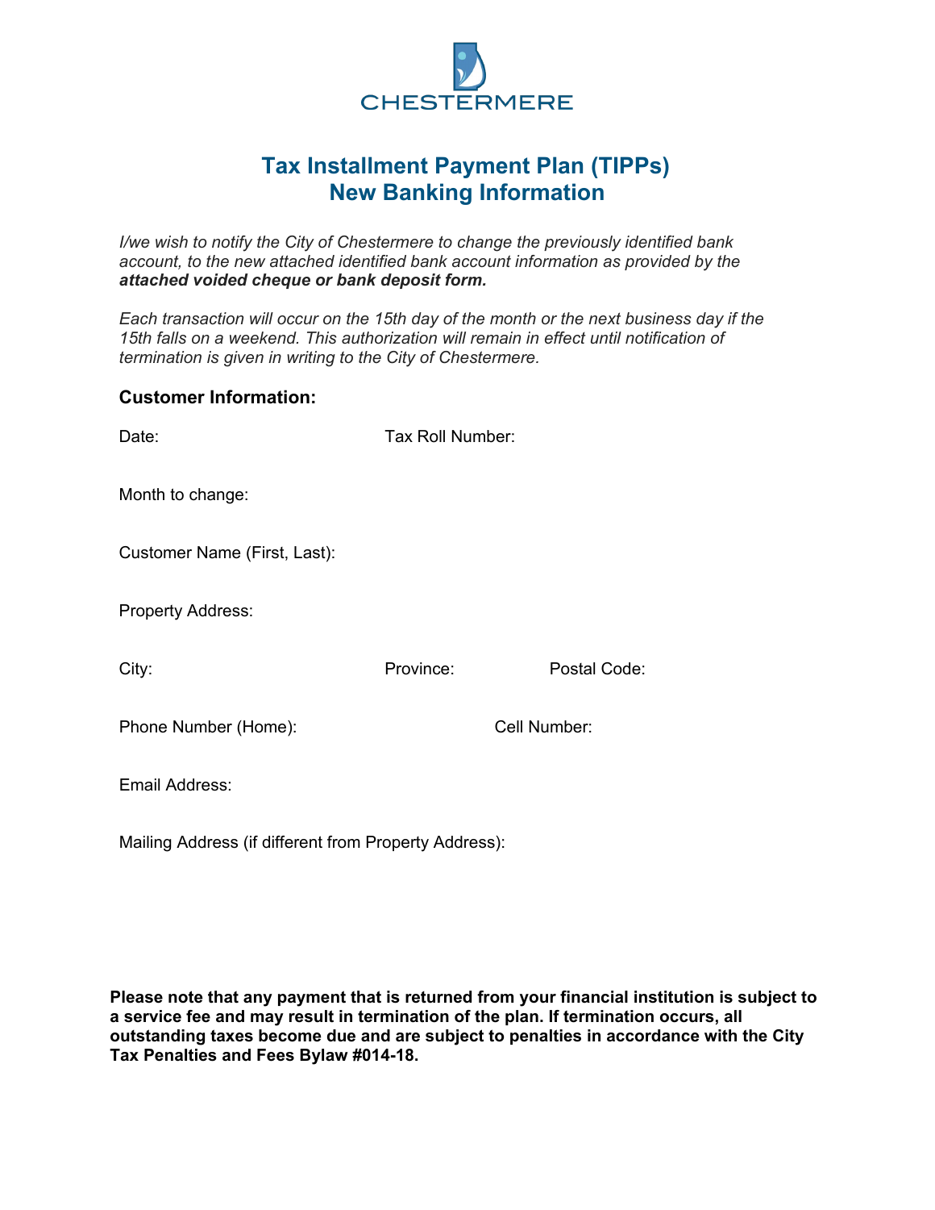CHESTERMERE

# Tax Installment Payment Plan (TIPPs)
## New Banking Information

*I/we wish to notify the City of Chestermere to change the previously identified bank account, to the new attached identified bank account information as provided by the **attached voided cheque or bank deposit form.***

*Each transaction will occur on the 15th day of the month or the next business day if the 15th falls on a weekend. This authorization will remain in effect until notification of termination is given in writing to the City of Chestermere.*

### Customer Information:

Date: Tax Roll Number:

Month to change:

Customer Name (First, Last):

Property Address:

City: Province: Postal Code:

Phone Number (Home): Cell Number:

Email Address:

Mailing Address (if different from Property Address):

**Please note that any payment that is returned from your financial institution is subject to a service fee and may result in termination of the plan. If termination occurs, all outstanding taxes become due and are subject to penalties in accordance with the City Tax Penalties and Fees Bylaw #014-18.**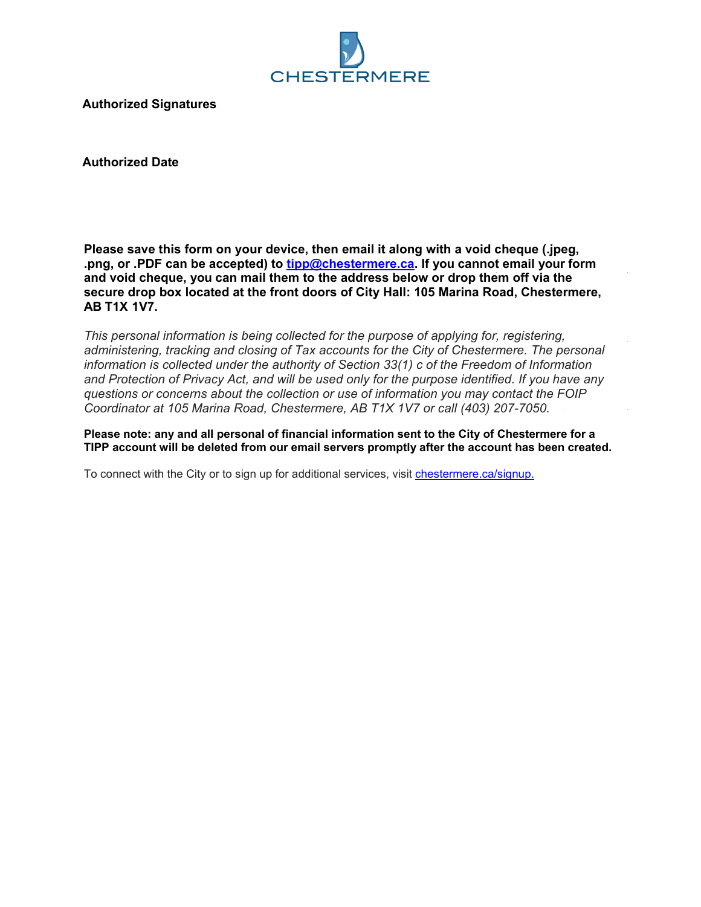CHESTERMERE

**Authorized Signatures**

**Authorized Date**

**Please save this form on your device, then email it along with a void cheque (.jpeg, .png, or .PDF can be accepted) to [tipp@chestermere.ca](mailto:tipp@chestermere.ca). If you cannot email your form and void cheque, you can mail them to the address below or drop them off via the secure drop box located at the front doors of City Hall: 105 Marina Road, Chestermere, AB T1X 1V7.**

*This personal information is being collected for the purpose of applying for, registering, administering, tracking and closing of Tax accounts for the City of Chestermere. The personal information is collected under the authority of Section 33(1) c of the Freedom of Information and Protection of Privacy Act, and will be used only for the purpose identified. If you have any questions or concerns about the collection or use of information you may contact the FOIP Coordinator at 105 Marina Road, Chestermere, AB T1X 1V7 or call (403) 207-7050.*

**Please note: any and all personal of financial information sent to the City of Chestermere for a TIPP account will be deleted from our email servers promptly after the account has been created.**

To connect with the City or to sign up for additional services, visit [chestermere.ca/signup.](chestermere.ca/signup)